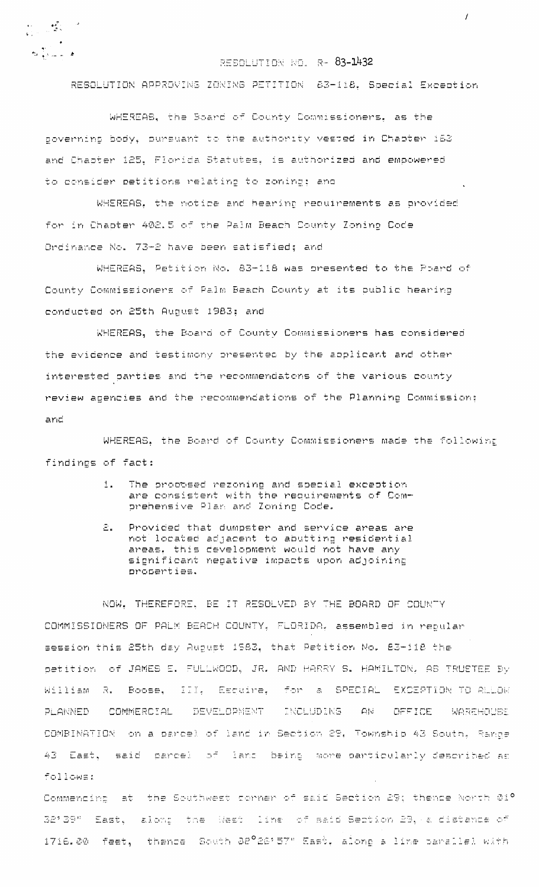RESOLUTION NO. R- 83-1432

RESOLUTION APPROVING ZONING PETITION 83-118, Special Exception

WHEREAS, the Board of County Commissioners, as the governing body, pursuant to the authority vested in Chapter 163 and Chapter 125, Florida Statutes, is authorized and empowered to consider petitions relating to zoning; and

WHEREAS, the notice and hearing requirements as provided for in Chapter 402.5 of the Palm Beach County Zoning Code Ordinance No. 73-2 have been satisfied; and

WHEREAS, Petition No. 83-118 was presented to the Board of County Commissioners of Palm Beach County at its public hearing conducted on 25th August 1983; and

WHEREAS, the Board of County Commissioners has considered the evidence and testimony presented by the applicant and other interested parties and the recommendatons of the various county review agencies and the recommendations of the Planning Commission; and

WHEREAS, the Board of County Commissioners made the following findings of fact:

1. The proposed rezoning and special exception are consistent with the requirements of Comprehensive Plan and Zoning Code.
2. Provided that dumpster and service areas are not located adjacent to abutting residential areas, this development would not have any significant negative impacts upon adjoining properties.

NOW, THEREFORE, BE IT RESOLVED BY THE BOARD OF COUNTY COMMISSIONERS OF PALM BEACH COUNTY, FLORIDA, assembled in regular session this 25th day August 1983, that Petition No. 83-118 the petition of JAMES E. FULLWOOD, JR. AND HARRY S. HAMILTON, AS TRUSTEE By William R. Boose, III, Esquire, for a SPECIAL EXCEPTION TO ALLOW PLANNED COMMERCIAL DEVELOPMENT INCLUDING AN OFFICE WAREHOUSE COMBINATION on a parcel of land in Section 29, Township 43 South, Range 43 East, said parcel of land being more particularly described as follows:

Commencing at the Southwest corner of said Section 29; thence North 01° 32'39" East, along the West line of said Section 29, a distance of 1716.00 feet, thence South 88°28'57" East, along a line parallel with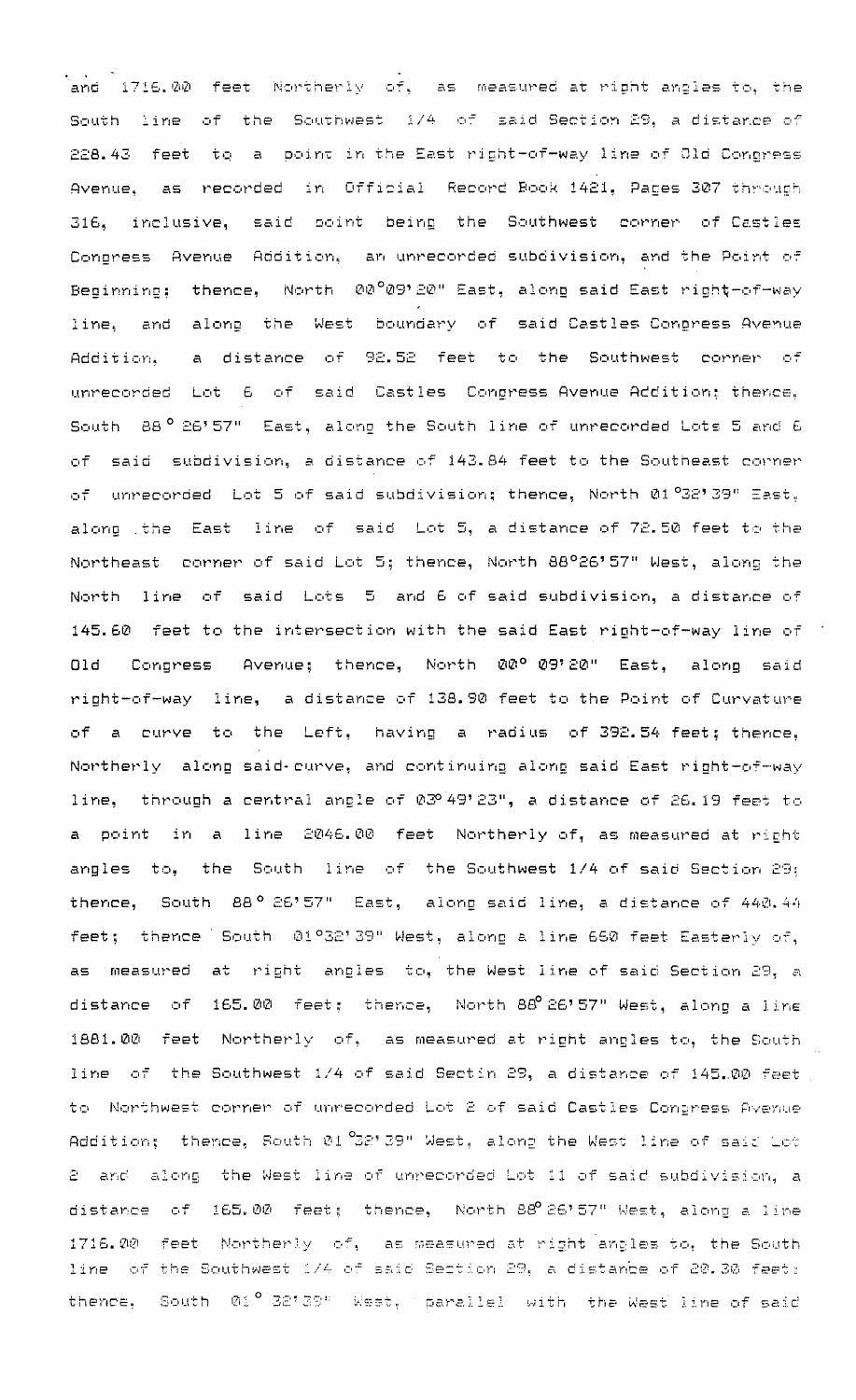and 1716.00 feet Northerly of, as measured at right angles to, the South line of the Southwest 1/4 of said Section 29, a distance of 228.43 feet to a point in the East right-of-way line of Old Congress Avenue, as recorded in Official Record Book 1421, Pages 307 through 316, inclusive, said point being the Southwest corner of Castles Congress Avenue Addition, an unrecorded subdivision, and the Point of Beginning; thence, North 00°09'20" East, along said East right-of-way line, and along the West boundary of said Castles Congress Avenue Addition, a distance of 92.52 feet to the Southwest corner of unrecorded Lot 6 of said Castles Congress Avenue Addition; thence, South 88° 26'57" East, along the South line of unrecorded Lots 5 and 6 of said subdivision, a distance of 143.84 feet to the Southeast corner of unrecorded Lot 5 of said subdivision; thence, North 01°32'39" East, along the East line of said Lot 5, a distance of 72.50 feet to the Northeast corner of said Lot 5; thence, North 88°26'57" West, along the North line of said Lots 5 and 6 of said subdivision, a distance of 145.60 feet to the intersection with the said East right-of-way line of Old Congress Avenue; thence, North 00° 09'20" East, along said right-of-way line, a distance of 138.90 feet to the Point of Curvature of a curve to the Left, having a radius of 392.54 feet; thence, Northerly along said curve, and continuing along said East right-of-way line, through a central angle of 03° 49'23", a distance of 26.19 feet to a point in a line 2046.00 feet Northerly of, as measured at right angles to, the South line of the Southwest 1/4 of said Section 29; thence, South 88° 26'57" East, along said line, a distance of 440.44 feet; thence South 01°32'39" West, along a line 660 feet Easterly of, as measured at right angles to, the West line of said Section 29, a distance of 165.00 feet; thence, North 88° 26'57" West, along a line 1881.00 feet Northerly of, as measured at right angles to, the South line of the Southwest 1/4 of said Sectin 29, a distance of 145.00 feet to Northwest corner of unrecorded Lot 2 of said Castles Congress Avenue Addition; thence, South 01°32'39" West, along the West line of said Lot 2 and along the West line of unrecorded Lot 11 of said subdivision, a distance of 165.00 feet; thence, North 88° 26'57" West, along a line 1716.00 feet Northerly of, as measured at right angles to, the South line of the Southwest 1/4 of said Section 29, a distance of 20.30 feet; thence, South 01° 32'39" West, parallel with the West line of said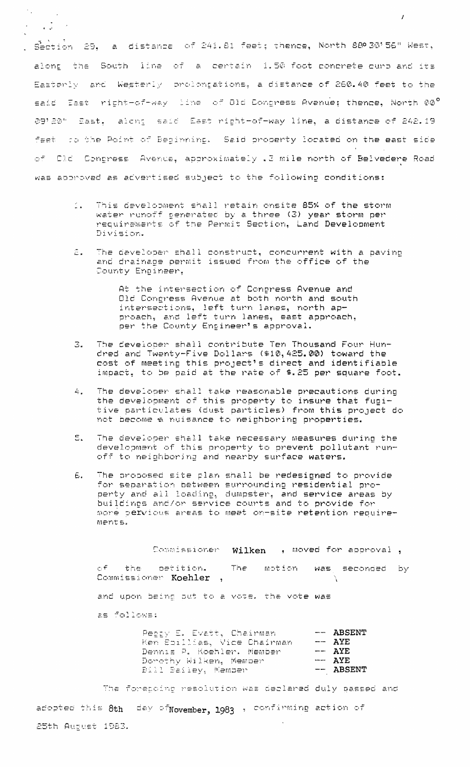Section 29, a distance of 241.81 feet; thence, North 88° 30' 56" West, along the South line of a certain 1.50 foot concrete curb and its Easterly and Westerly prolongations, a distance of 260.40 feet to the said East right-of-way line of Old Congress Avenue; thence, North 00° 09' 20" East, along said East right-of-way line, a distance of 242.19 feet to the Point of Beginning. Said property located on the east side of Old Congress Avenue, approximately .3 mile north of Belvedere Road was approved as advertised subject to the following conditions:

1. This development shall retain onsite 85% of the storm water runoff generated by a three (3) year storm per requirements of the Permit Section, Land Development Division.

2. The developer shall construct, concurrent with a paving and drainage permit issued from the office of the County Engineer,

   At the intersection of Congress Avenue and Old Congress Avenue at both north and south intersections, left turn lanes, north approach, and left turn lanes, east approach, per the County Engineer's approval.

3. The developer shall contribute Ten Thousand Four Hundred and Twenty-Five Dollars ($10,425.00) toward the cost of meeting this project's direct and identifiable impact, to be paid at the rate of $.25 per square foot.

4. The developer shall take reasonable precautions during the development of this property to insure that fugitive particulates (dust particles) from this project do not become a nuisance to neighboring properties.

5. The developer shall take necessary measures during the development of this property to prevent pollutant runoff to neighboring and nearby surface waters.

6. The proposed site plan shall be redesigned to provide for separation between surrounding residential property and all loading, dumpster, and service areas by buildings and/or service courts and to provide for more pervious areas to meet on-site retention requirements.

Commissioner **Wilken** , moved for approval , of the petition. The motion was seconded by Commissioner **Koehler** ,

and upon being put to a vote, the vote was as follows:

| | |
|---|---|
| Peggy E. Evatt, Chairman | -- **ABSENT** |
| Ken Spillias, Vice Chairman | -- **AYE** |
| Dennis P. Koehler, Member | -- **AYE** |
| Dorothy Wilken, Member | -- **AYE** |
| Bill Bailey, Member | -- **ABSENT** |

The foregoing resolution was declared duly passed and adopted this **8th** day of **November, 1983** , confirming action of 25th August 1983.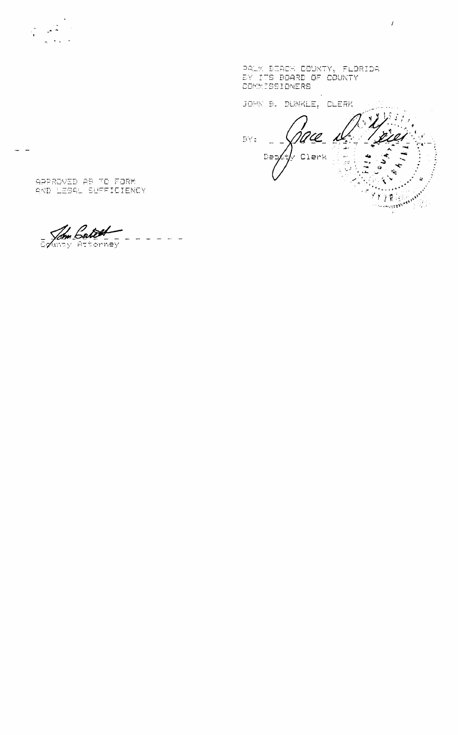PALM BEACH COUNTY, FLORIDA
BY ITS BOARD OF COUNTY
COMMISSIONERS

JOHN B. DUNKLE, CLERK

BY: _______________________

Deputy Clerk

APPROVED AS TO FORM
AND LEGAL SUFFICIENCY

_______________________
County Attorney